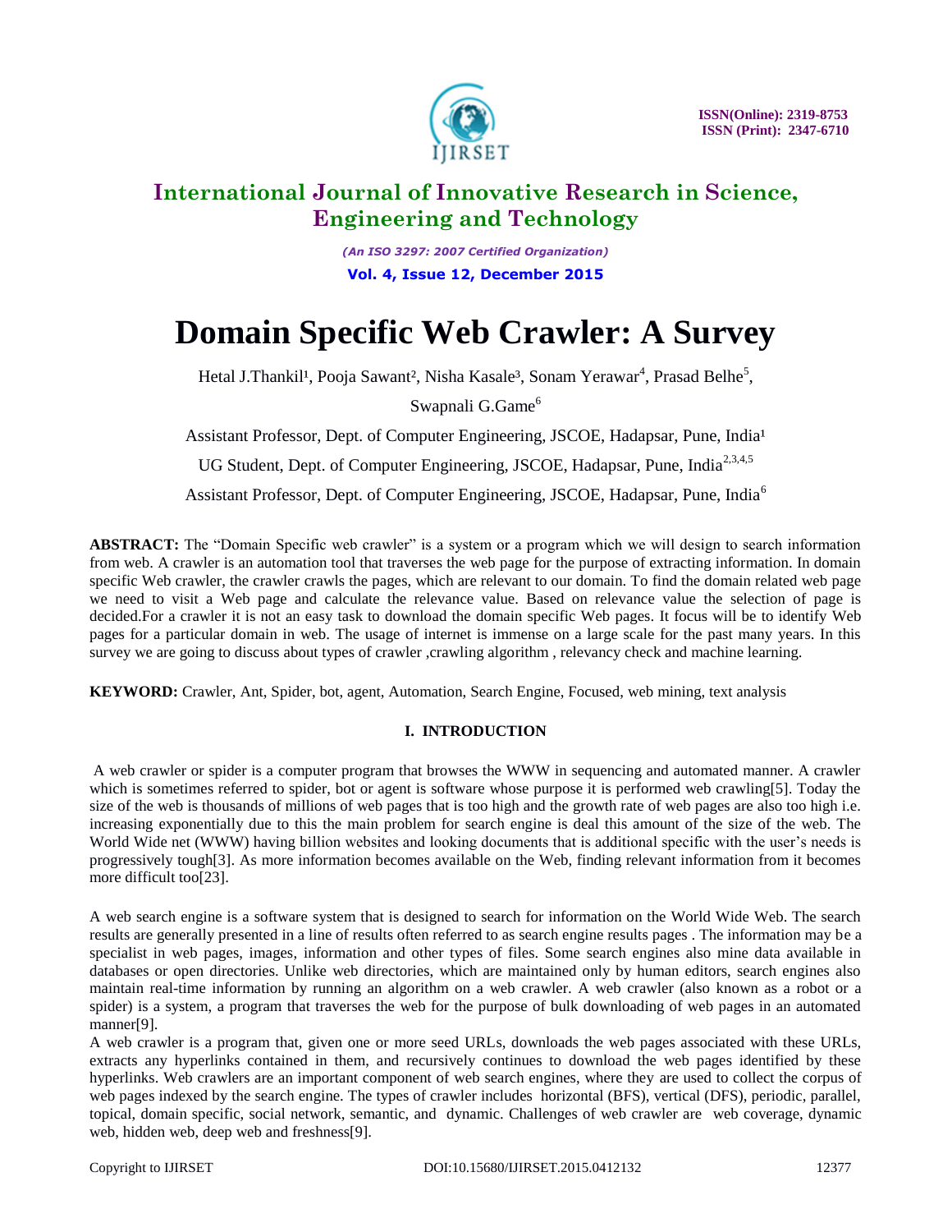# Domain Specific Web Crawler: A Survey

Hetal J.Thankil[1], Pooja Sawant[2], Nisha Kasale[3], Sonam Yerawar[4], Prasad Belhe[5], Swapnali G.Game[6]

Assistant Professor, Dept. of Computer Engineering, JSCOE, Hadapsar, Pune, India[1]

UG Student, Dept. of Computer Engineering, JSCOE, Hadapsar, Pune, India[2,3,4,5]

Assistant Professor, Dept. of Computer Engineering, JSCOE, Hadapsar, Pune, India[6]

**ABSTRACT:** The "Domain Specific web crawler" is a system or a program which we will design to search information from web. A crawler is an automation tool that traverses the web page for the purpose of extracting information. In domain specific Web crawler, the crawler crawls the pages, which are relevant to our domain. To find the domain related web page we need to visit a Web page and calculate the relevance value. Based on relevance value the selection of page is decided.For a crawler it is not an easy task to download the domain specific Web pages. It focus will be to identify Web pages for a particular domain in web. The usage of internet is immense on a large scale for the past many years. In this survey we are going to discuss about types of crawler ,crawling algorithm , relevancy check and machine learning.

**KEYWORD:** Crawler, Ant, Spider, bot, agent, Automation, Search Engine, Focused, web mining, text analysis

## I. INTRODUCTION

A web crawler or spider is a computer program that browses the WWW in sequencing and automated manner. A crawler which is sometimes referred to spider, bot or agent is software whose purpose it is performed web crawling[5]. Today the size of the web is thousands of millions of web pages that is too high and the growth rate of web pages are also too high i.e. increasing exponentially due to this the main problem for search engine is deal this amount of the size of the web. The World Wide net (WWW) having billion websites and looking documents that is additional specific with the user's needs is progressively tough[3]. As more information becomes available on the Web, finding relevant information from it becomes more difficult too[23].

A web search engine is a software system that is designed to search for information on the World Wide Web. The search results are generally presented in a line of results often referred to as search engine results pages . The information may be a specialist in web pages, images, information and other types of files. Some search engines also mine data available in databases or open directories. Unlike web directories, which are maintained only by human editors, search engines also maintain real-time information by running an algorithm on a web crawler. A web crawler (also known as a robot or a spider) is a system, a program that traverses the web for the purpose of bulk downloading of web pages in an automated manner[9].

A web crawler is a program that, given one or more seed URLs, downloads the web pages associated with these URLs, extracts any hyperlinks contained in them, and recursively continues to download the web pages identified by these hyperlinks. Web crawlers are an important component of web search engines, where they are used to collect the corpus of web pages indexed by the search engine. The types of crawler includes horizontal (BFS), vertical (DFS), periodic, parallel, topical, domain specific, social network, semantic, and dynamic. Challenges of web crawler are web coverage, dynamic web, hidden web, deep web and freshness[9].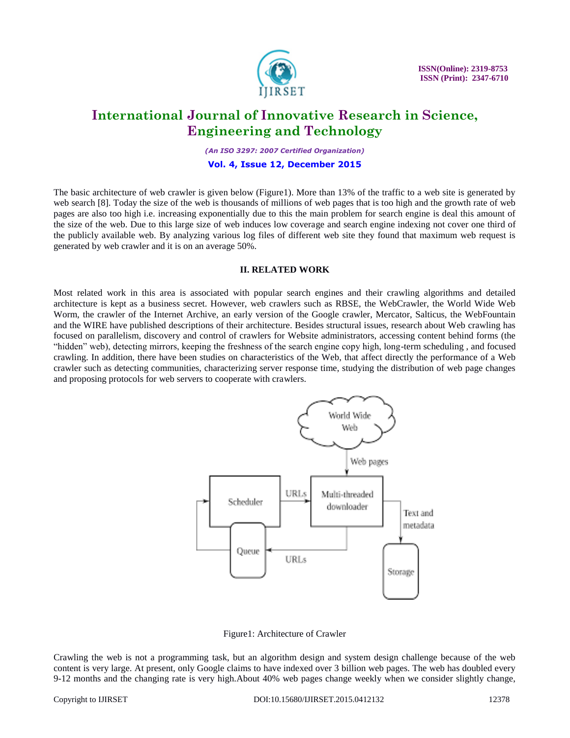The basic architecture of web crawler is given below (Figure1). More than 13% of the traffic to a web site is generated by web search [8]. Today the size of the web is thousands of millions of web pages that is too high and the growth rate of web pages are also too high i.e. increasing exponentially due to this the main problem for search engine is deal this amount of the size of the web. Due to this large size of web induces low coverage and search engine indexing not cover one third of the publicly available web. By analyzing various log files of different web site they found that maximum web request is generated by web crawler and it is on an average 50%.

## II. RELATED WORK

Most related work in this area is associated with popular search engines and their crawling algorithms and detailed architecture is kept as a business secret. However, web crawlers such as RBSE, the WebCrawler, the World Wide Web Worm, the crawler of the Internet Archive, an early version of the Google crawler, Mercator, Salticus, the WebFountain and the WIRE have published descriptions of their architecture. Besides structural issues, research about Web crawling has focused on parallelism, discovery and control of crawlers for Website administrators, accessing content behind forms (the "hidden" web), detecting mirrors, keeping the freshness of the search engine copy high, long-term scheduling , and focused crawling. In addition, there have been studies on characteristics of the Web, that affect directly the performance of a Web crawler such as detecting communities, characterizing server response time, studying the distribution of web page changes and proposing protocols for web servers to cooperate with crawlers.

Figure1: Architecture of Crawler

Crawling the web is not a programming task, but an algorithm design and system design challenge because of the web content is very large. At present, only Google claims to have indexed over 3 billion web pages. The web has doubled every 9-12 months and the changing rate is very high.About 40% web pages change weekly when we consider slightly change,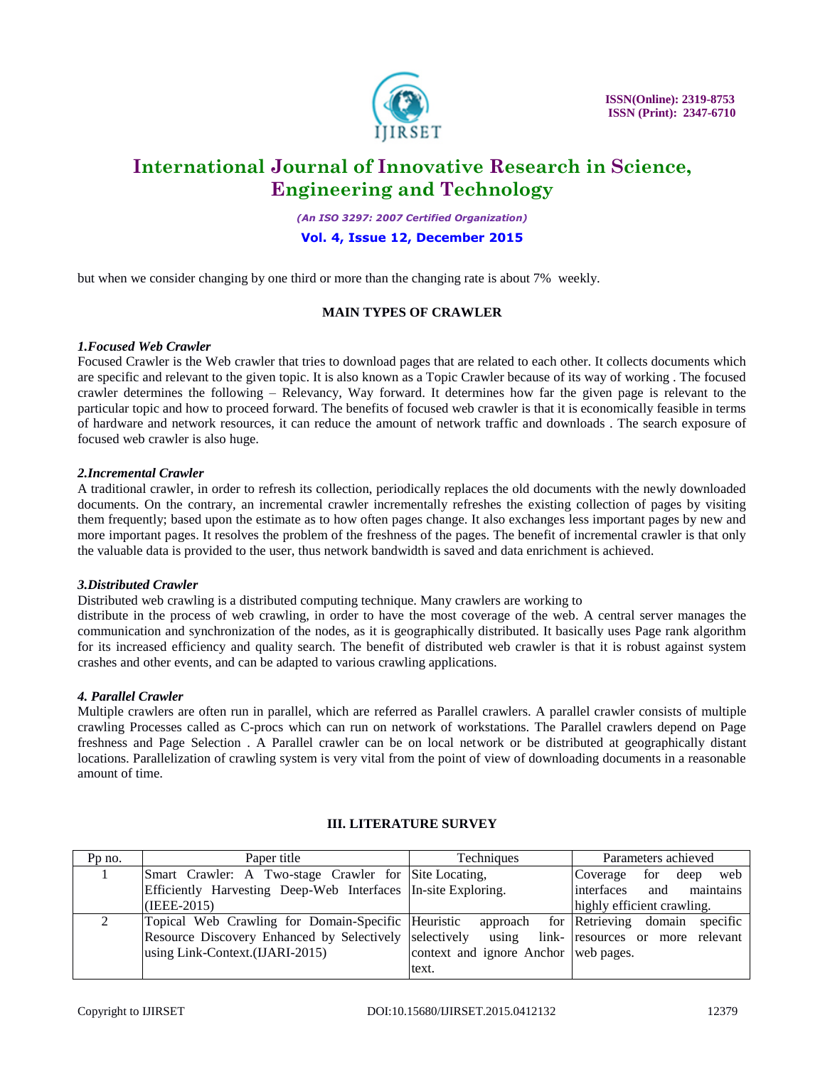but when we consider changing by one third or more than the changing rate is about 7% weekly.

### MAIN TYPES OF CRAWLER

***1.Focused Web Crawler***

Focused Crawler is the Web crawler that tries to download pages that are related to each other. It collects documents which are specific and relevant to the given topic. It is also known as a Topic Crawler because of its way of working . The focused crawler determines the following – Relevancy, Way forward. It determines how far the given page is relevant to the particular topic and how to proceed forward. The benefits of focused web crawler is that it is economically feasible in terms of hardware and network resources, it can reduce the amount of network traffic and downloads . The search exposure of focused web crawler is also huge.

***2.Incremental Crawler***

A traditional crawler, in order to refresh its collection, periodically replaces the old documents with the newly downloaded documents. On the contrary, an incremental crawler incrementally refreshes the existing collection of pages by visiting them frequently; based upon the estimate as to how often pages change. It also exchanges less important pages by new and more important pages. It resolves the problem of the freshness of the pages. The benefit of incremental crawler is that only the valuable data is provided to the user, thus network bandwidth is saved and data enrichment is achieved.

***3.Distributed Crawler***

Distributed web crawling is a distributed computing technique. Many crawlers are working to
distribute in the process of web crawling, in order to have the most coverage of the web. A central server manages the communication and synchronization of the nodes, as it is geographically distributed. It basically uses Page rank algorithm for its increased efficiency and quality search. The benefit of distributed web crawler is that it is robust against system crashes and other events, and can be adapted to various crawling applications.

***4. Parallel Crawler***

Multiple crawlers are often run in parallel, which are referred as Parallel crawlers. A parallel crawler consists of multiple crawling Processes called as C-procs which can run on network of workstations. The Parallel crawlers depend on Page freshness and Page Selection . A Parallel crawler can be on local network or be distributed at geographically distant locations. Parallelization of crawling system is very vital from the point of view of downloading documents in a reasonable amount of time.

### III. LITERATURE SURVEY

| Pp no. | Paper title | Techniques | Parameters achieved |
|---|---|---|---|
| 1 | Smart Crawler: A Two-stage Crawler for Efficiently Harvesting Deep-Web Interfaces (IEEE-2015) | Site Locating, In-site Exploring. | Coverage for deep web interfaces and maintains highly efficient crawling. |
| 2 | Topical Web Crawling for Domain-Specific Resource Discovery Enhanced by Selectively using Link-Context.(IJARI-2015) | Heuristic approach for selectively using link-context and ignore Anchor text. | Retrieving domain specific resources or more relevant web pages. |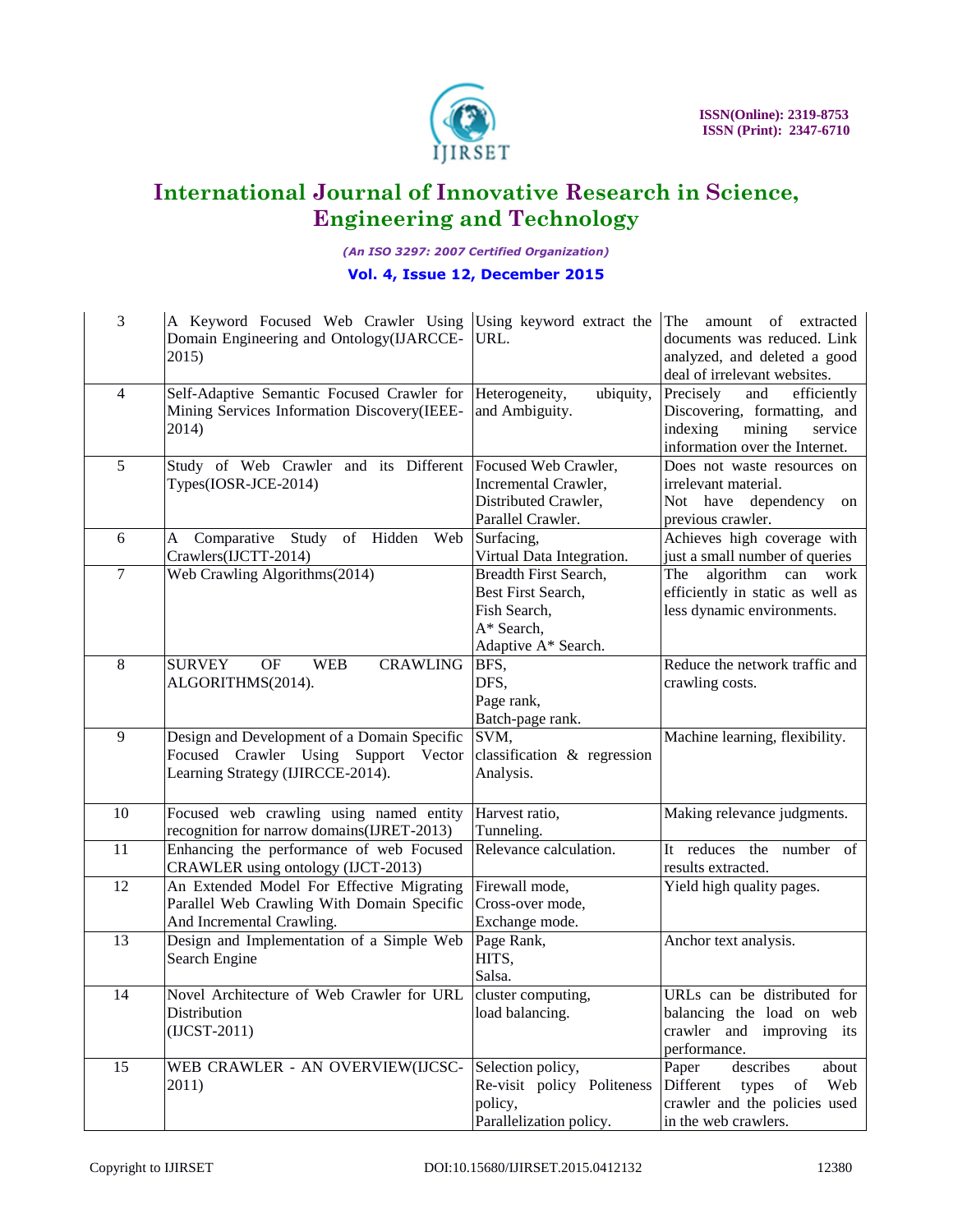| 3 | A Keyword Focused Web Crawler Using Domain Engineering and Ontology(IJARCCE-2015) | Using keyword extract the URL. | The amount of extracted documents was reduced. Link analyzed, and deleted a good deal of irrelevant websites. |
|---|---|---|---|
| 4 | Self-Adaptive Semantic Focused Crawler for Mining Services Information Discovery(IEEE-2014) | Heterogeneity, ubiquity, and Ambiguity. | Precisely and efficiently Discovering, formatting, and indexing mining service information over the Internet. |
| 5 | Study of Web Crawler and its Different Types(IOSR-JCE-2014) | Focused Web Crawler,<br>Incremental Crawler,<br>Distributed Crawler,<br>Parallel Crawler. | Does not waste resources on irrelevant material.<br>Not have dependency on previous crawler. |
| 6 | A Comparative Study of Hidden Web Crawlers(IJCTT-2014) | Surfacing,<br>Virtual Data Integration. | Achieves high coverage with just a small number of queries |
| 7 | Web Crawling Algorithms(2014) | Breadth First Search,<br>Best First Search,<br>Fish Search,<br>A* Search,<br>Adaptive A* Search. | The algorithm can work efficiently in static as well as less dynamic environments. |
| 8 | SURVEY OF WEB CRAWLING ALGORITHMS(2014). | BFS,<br>DFS,<br>Page rank,<br>Batch-page rank. | Reduce the network traffic and crawling costs. |
| 9 | Design and Development of a Domain Specific Focused Crawler Using Support Vector Learning Strategy (IJIRCCE-2014). | SVM,<br>classification & regression Analysis. | Machine learning, flexibility. |
| 10 | Focused web crawling using named entity recognition for narrow domains(IJRET-2013) | Harvest ratio,<br>Tunneling. | Making relevance judgments. |
| 11 | Enhancing the performance of web Focused CRAWLER using ontology (IJCT-2013) | Relevance calculation. | It reduces the number of results extracted. |
| 12 | An Extended Model For Effective Migrating Parallel Web Crawling With Domain Specific And Incremental Crawling. | Firewall mode,<br>Cross-over mode,<br>Exchange mode. | Yield high quality pages. |
| 13 | Design and Implementation of a Simple Web Search Engine | Page Rank,<br>HITS,<br>Salsa. | Anchor text analysis. |
| 14 | Novel Architecture of Web Crawler for URL Distribution<br>(IJCST-2011) | cluster computing,<br>load balancing. | URLs can be distributed for balancing the load on web crawler and improving its performance. |
| 15 | WEB CRAWLER - AN OVERVIEW(IJCSC-2011) | Selection policy,<br>Re-visit policy Politeness policy,<br>Parallelization policy. | Paper describes about Different types of Web crawler and the policies used in the web crawlers. |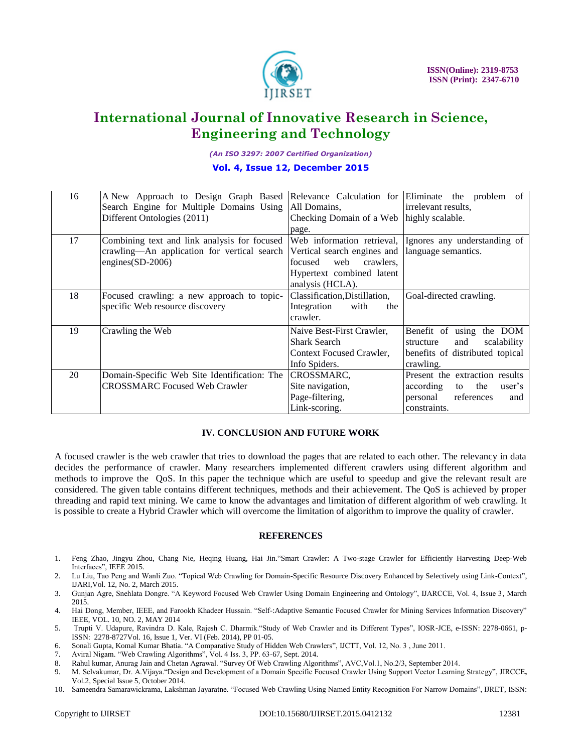| 16 | A New Approach to Design Graph Based Search Engine for Multiple Domains Using Different Ontologies (2011) | Relevance Calculation for All Domains, Checking Domain of a Web page. | Eliminate the problem of irrelevant results, highly scalable. |
|---|---|---|---|
| 17 | Combining text and link analysis for focused crawling—An application for vertical search engines(SD-2006) | Web information retrieval, Vertical search engines and focused web crawlers, Hypertext combined latent analysis (HCLA). | Ignores any understanding of language semantics. |
| 18 | Focused crawling: a new approach to topic-specific Web resource discovery | Classification,Distillation, Integration with the crawler. | Goal-directed crawling. |
| 19 | Crawling the Web | Naive Best-First Crawler, Shark Search Context Focused Crawler, Info Spiders. | Benefit of using the DOM structure and scalability benefits of distributed topical crawling. |
| 20 | Domain-Specific Web Site Identification: The CROSSMARC Focused Web Crawler | CROSSMARC, Site navigation, Page-filtering, Link-scoring. | Present the extraction results according to the user's personal references and constraints. |

## IV. CONCLUSION AND FUTURE WORK

A focused crawler is the web crawler that tries to download the pages that are related to each other. The relevancy in data decides the performance of crawler. Many researchers implemented different crawlers using different algorithm and methods to improve the QoS. In this paper the technique which are useful to speedup and give the relevant result are considered. The given table contains different techniques, methods and their achievement. The QoS is achieved by proper threading and rapid text mining. We came to know the advantages and limitation of different algorithm of web crawling. It is possible to create a Hybrid Crawler which will overcome the limitation of algorithm to improve the quality of crawler.

## REFERENCES

1. Feng Zhao, Jingyu Zhou, Chang Nie, Heqing Huang, Hai Jin."Smart Crawler: A Two-stage Crawler for Efficiently Harvesting Deep-Web Interfaces", IEEE 2015.
2. Lu Liu, Tao Peng and Wanli Zuo. "Topical Web Crawling for Domain-Specific Resource Discovery Enhanced by Selectively using Link-Context", IJARI,Vol. 12, No. 2, March 2015.
3. Gunjan Agre, Snehlata Dongre. "A Keyword Focused Web Crawler Using Domain Engineering and Ontology", IJARCCE, Vol. 4, Issue 3, March 2015.
4. Hai Dong, Member, IEEE, and Farookh Khadeer Hussain. "Self-:Adaptive Semantic Focused Crawler for Mining Services Information Discovery" IEEE, VOL. 10, NO. 2, MAY 2014
5. Trupti V. Udapure, Ravindra D. Kale, Rajesh C. Dharmik."Study of Web Crawler and its Different Types", IOSR-JCE, e-ISSN: 2278-0661, p-ISSN: 2278-8727Vol. 16, Issue 1, Ver. VI (Feb. 2014), PP 01-05.
6. Sonali Gupta, Komal Kumar Bhatia. "A Comparative Study of Hidden Web Crawlers", IJCTT, Vol. 12, No. 3 , June 2011.
7. Aviral Nigam. "Web Crawling Algorithms", Vol. 4 Iss. 3, PP. 63-67, Sept. 2014.
8. Rahul kumar, Anurag Jain and Chetan Agrawal. "Survey Of Web Crawling Algorithms", AVC,Vol.1, No.2/3, September 2014.
9. M. Selvakumar, Dr. A.Vijaya."Design and Development of a Domain Specific Focused Crawler Using Support Vector Learning Strategy", JIRCCE, Vol.2, Special Issue 5, October 2014.
10. Sameendra Samarawickrama, Lakshman Jayaratne. "Focused Web Crawling Using Named Entity Recognition For Narrow Domains", IJRET, ISSN: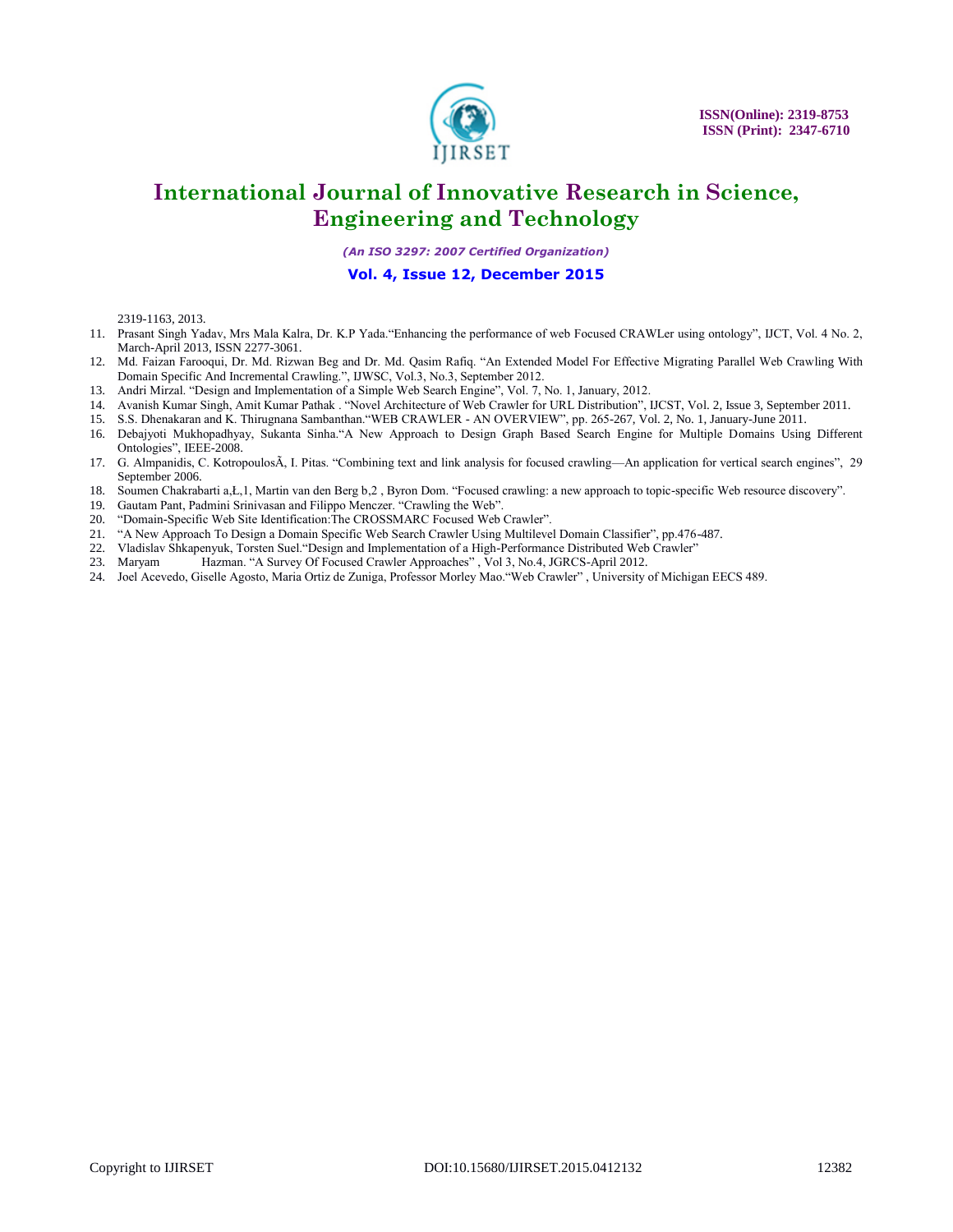2319-1163, 2013.

11. Prasant Singh Yadav, Mrs Mala Kalra, Dr. K.P Yada."Enhancing the performance of web Focused CRAWLer using ontology", IJCT, Vol. 4 No. 2, March-April 2013, ISSN 2277-3061.
12. Md. Faizan Farooqui, Dr. Md. Rizwan Beg and Dr. Md. Qasim Rafiq. "An Extended Model For Effective Migrating Parallel Web Crawling With Domain Specific And Incremental Crawling.", IJWSC, Vol.3, No.3, September 2012.
13. Andri Mirzal. "Design and Implementation of a Simple Web Search Engine", Vol. 7, No. 1, January, 2012.
14. Avanish Kumar Singh, Amit Kumar Pathak . "Novel Architecture of Web Crawler for URL Distribution", IJCST, Vol. 2, Issue 3, September 2011.
15. S.S. Dhenakaran and K. Thirugnana Sambanthan."WEB CRAWLER - AN OVERVIEW", pp. 265-267, Vol. 2, No. 1, January-June 2011.
16. Debajyoti Mukhopadhyay, Sukanta Sinha."A New Approach to Design Graph Based Search Engine for Multiple Domains Using Different Ontologies", IEEE-2008.
17. G. Almpanidis, C. KotropoulosÃ, I. Pitas. "Combining text and link analysis for focused crawling—An application for vertical search engines", 29 September 2006.
18. Soumen Chakrabarti a,Ł,1, Martin van den Berg b,2 , Byron Dom. "Focused crawling: a new approach to topic-specific Web resource discovery".
19. Gautam Pant, Padmini Srinivasan and Filippo Menczer. "Crawling the Web".
20. "Domain-Specific Web Site Identification:The CROSSMARC Focused Web Crawler".
21. "A New Approach To Design a Domain Specific Web Search Crawler Using Multilevel Domain Classifier", pp.476-487.
22. Vladislav Shkapenyuk, Torsten Suel."Design and Implementation of a High-Performance Distributed Web Crawler"
23. Maryam Hazman. "A Survey Of Focused Crawler Approaches" , Vol 3, No.4, JGRCS-April 2012.
24. Joel Acevedo, Giselle Agosto, Maria Ortiz de Zuniga, Professor Morley Mao."Web Crawler" , University of Michigan EECS 489.